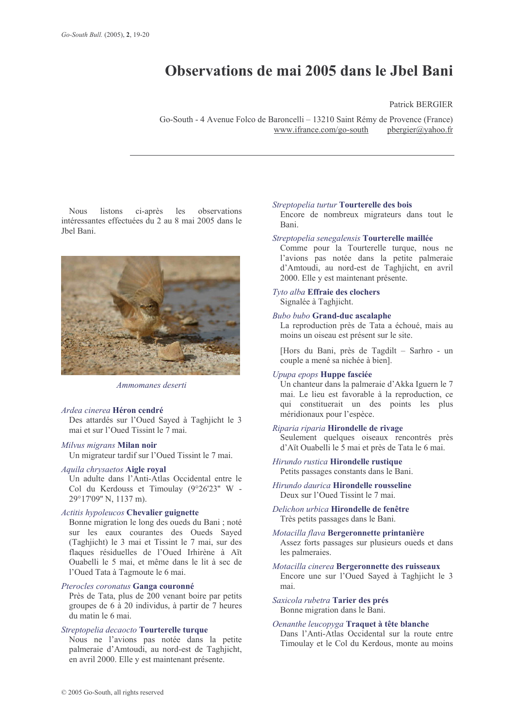# Observations de mai 2005 dans le Jbel Bani

Patrick BERGIER

Go-South - 4 Avenue Folco de Baroncelli – 13210 Saint Rémy de Provence (France)
www.ifrance.com/go-south pbergier@yahoo.fr

---

Nous listons ci-après les observations intéressantes effectuées du 2 au 8 mai 2005 dans le Jbel Bani.

*Ammomanes deserti*

*Ardea cinerea* **Héron cendré**
Des attardés sur l'Oued Sayed à Taghjicht le 3 mai et sur l'Oued Tissint le 7 mai.

*Milvus migrans* **Milan noir**
Un migrateur tardif sur l'Oued Tissint le 7 mai.

*Aquila chrysaetos* **Aigle royal**
Un adulte dans l'Anti-Atlas Occidental entre le Col du Kerdouss et Timoulay (9°26'23" W - 29°17'09" N, 1137 m).

*Actitis hypoleucos* **Chevalier guignette**
Bonne migration le long des oueds du Bani ; noté sur les eaux courantes des Oueds Sayed (Taghjicht) le 3 mai et Tissint le 7 mai, sur des flaques résiduelles de l'Oued Irhirène à Aït Ouabelli le 5 mai, et même dans le lit à sec de l'Oued Tata à Tagmoute le 6 mai.

*Pterocles coronatus* **Ganga couronné**
Près de Tata, plus de 200 venant boire par petits groupes de 6 à 20 individus, à partir de 7 heures du matin le 6 mai.

*Streptopelia decaocto* **Tourterelle turque**
Nous ne l'avions pas notée dans la petite palmeraie d'Amtoudi, au nord-est de Taghjicht, en avril 2000. Elle y est maintenant présente.

*Streptopelia turtur* **Tourterelle des bois**
Encore de nombreux migrateurs dans tout le Bani.

*Streptopelia senegalensis* **Tourterelle maillée**
Comme pour la Tourterelle turque, nous ne l'avions pas notée dans la petite palmeraie d'Amtoudi, au nord-est de Taghjicht, en avril 2000. Elle y est maintenant présente.

*Tyto alba* **Effraie des clochers**
Signalée à Taghjicht.

*Bubo bubo* **Grand-duc ascalaphe**
La reproduction près de Tata a échoué, mais au moins un oiseau est présent sur le site.

[Hors du Bani, près de Tagdilt – Sarhro - un couple a mené sa nichée à bien].

*Upupa epops* **Huppe fasciée**
Un chanteur dans la palmeraie d'Akka Iguern le 7 mai. Le lieu est favorable à la reproduction, ce qui constituerait un des points les plus méridionaux pour l'espèce.

*Riparia riparia* **Hirondelle de rivage**
Seulement quelques oiseaux rencontrés près d'Aït Ouabelli le 5 mai et près de Tata le 6 mai.

*Hirundo rustica* **Hirondelle rustique**
Petits passages constants dans le Bani.

*Hirundo daurica* **Hirondelle rousseline**
Deux sur l'Oued Tissint le 7 mai.

*Delichon urbica* **Hirondelle de fenêtre**
Très petits passages dans le Bani.

*Motacilla flava* **Bergeronnette printanière**
Assez forts passages sur plusieurs oueds et dans les palmeraies.

*Motacilla cinerea* **Bergeronnette des ruisseaux**
Encore une sur l'Oued Sayed à Taghjicht le 3 mai.

*Saxicola rubetra* **Tarier des prés**
Bonne migration dans le Bani.

*Oenanthe leucopyga* **Traquet à tête blanche**
Dans l'Anti-Atlas Occidental sur la route entre Timoulay et le Col du Kerdous, monte au moins

© 2005 Go-South, all rights reserved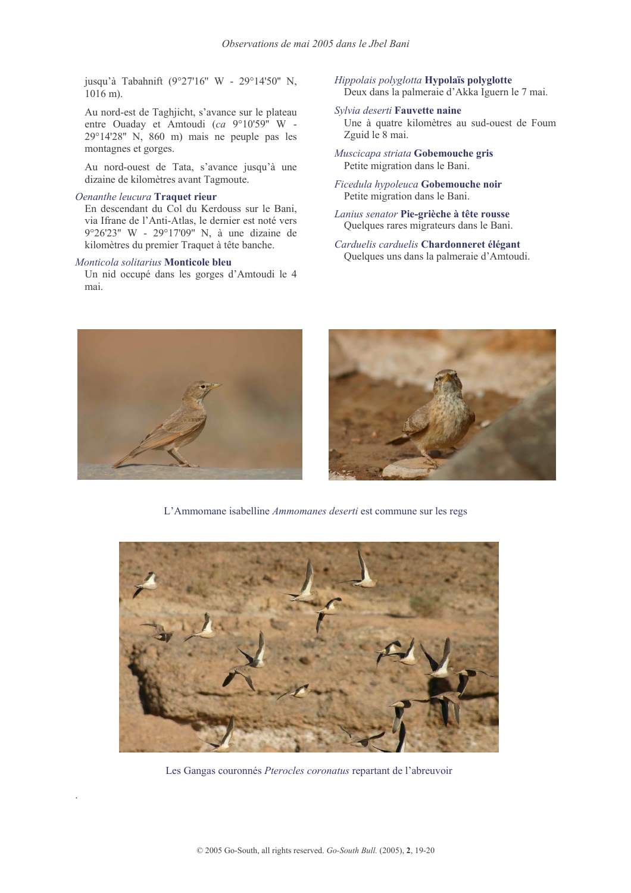jusqu'à Tabahnift (9°27'16" W - 29°14'50" N, 1016 m).

Au nord-est de Taghjicht, s'avance sur le plateau entre Ouaday et Amtoudi (*ca* 9°10'59" W - 29°14'28" N, 860 m) mais ne peuple pas les montagnes et gorges.

Au nord-ouest de Tata, s'avance jusqu'à une dizaine de kilomètres avant Tagmoute.

*Oenanthe leucura* **Traquet rieur**
En descendant du Col du Kerdouss sur le Bani, via Ifrane de l'Anti-Atlas, le dernier est noté vers 9°26'23" W - 29°17'09" N, à une dizaine de kilomètres du premier Traquet à tête banche.

*Monticola solitarius* **Monticole bleu**
Un nid occupé dans les gorges d'Amtoudi le 4 mai.

*Hippolais polyglotta* **Hypolaïs polyglotte**
Deux dans la palmeraie d'Akka Iguern le 7 mai.

*Sylvia deserti* **Fauvette naine**
Une à quatre kilomètres au sud-ouest de Foum Zguid le 8 mai.

*Muscicapa striata* **Gobemouche gris**
Petite migration dans le Bani.

*Ficedula hypoleuca* **Gobemouche noir**
Petite migration dans le Bani.

*Lanius senator* **Pie-grièche à tête rousse**
Quelques rares migrateurs dans le Bani.

*Carduelis carduelis* **Chardonneret élégant**
Quelques uns dans la palmeraie d'Amtoudi.

L'Ammomane isabelline *Ammomanes deserti* est commune sur les regs

Les Gangas couronnés *Pterocles coronatus* repartant de l'abreuvoir